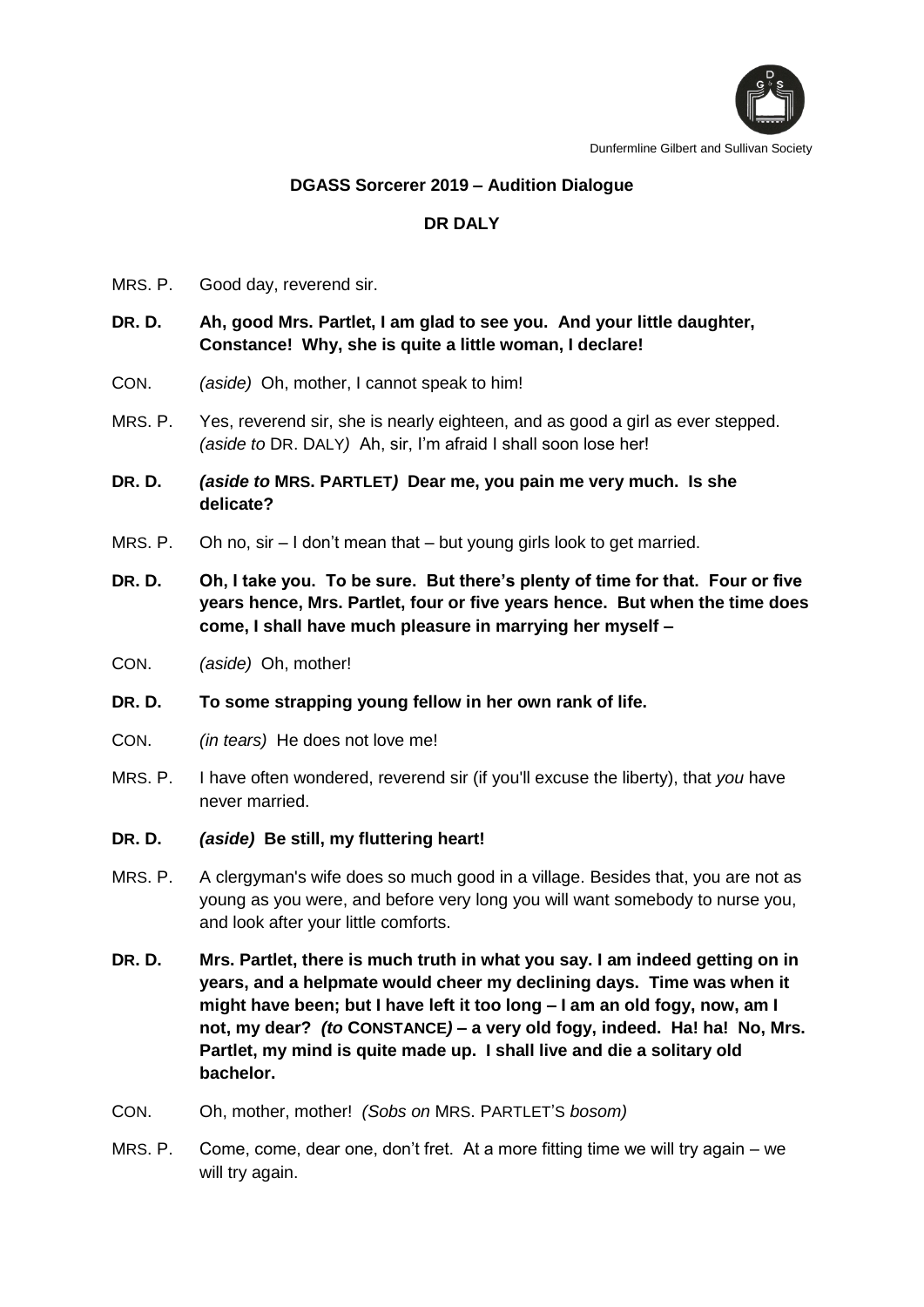Dunfermline Gilbert and Sullivan Society

**DGASS Sorcerer 2019 – Audition Dialogue**

**DR DALY**

MRS. P. Good day, reverend sir.

**DR. D. Ah, good Mrs. Partlet, I am glad to see you. And your little daughter, Constance! Why, she is quite a little woman, I declare!**

CON. *(aside)* Oh, mother, I cannot speak to him!

MRS. P. Yes, reverend sir, she is nearly eighteen, and as good a girl as ever stepped. *(aside to* DR. DALY*)* Ah, sir, I'm afraid I shall soon lose her!

**DR. D. *(aside to* MRS. PARTLET*)* Dear me, you pain me very much. Is she delicate?**

MRS. P. Oh no, sir – I don't mean that – but young girls look to get married.

**DR. D. Oh, I take you. To be sure. But there's plenty of time for that. Four or five years hence, Mrs. Partlet, four or five years hence. But when the time does come, I shall have much pleasure in marrying her myself –**

CON. *(aside)* Oh, mother!

**DR. D. To some strapping young fellow in her own rank of life.**

CON. *(in tears)* He does not love me!

MRS. P. I have often wondered, reverend sir (if you'll excuse the liberty), that *you* have never married.

**DR. D. *(aside)* Be still, my fluttering heart!**

MRS. P. A clergyman's wife does so much good in a village. Besides that, you are not as young as you were, and before very long you will want somebody to nurse you, and look after your little comforts.

**DR. D. Mrs. Partlet, there is much truth in what you say. I am indeed getting on in years, and a helpmate would cheer my declining days. Time was when it might have been; but I have left it too long – I am an old fogy, now, am I not, my dear? *(to* CONSTANCE*)* – a very old fogy, indeed. Ha! ha! No, Mrs. Partlet, my mind is quite made up. I shall live and die a solitary old bachelor.**

CON. Oh, mother, mother! *(Sobs on* MRS. PARTLET'S *bosom)*

MRS. P. Come, come, dear one, don't fret. At a more fitting time we will try again – we will try again.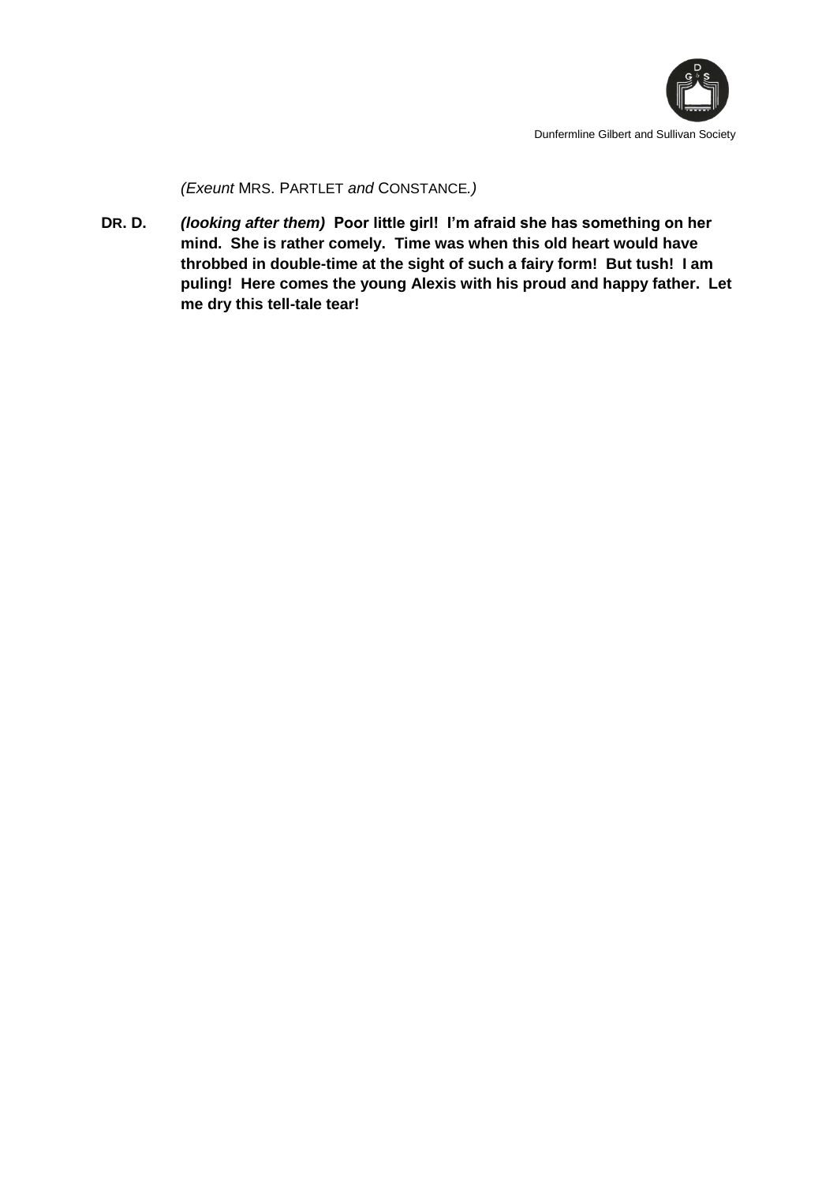*(Exeunt* MRS. PARTLET *and* CONSTANCE*.)*

**DR. D.** ***(looking after them)*** **Poor little girl! I'm afraid she has something on her mind. She is rather comely. Time was when this old heart would have throbbed in double-time at the sight of such a fairy form! But tush! I am puling! Here comes the young Alexis with his proud and happy father. Let me dry this tell-tale tear!**